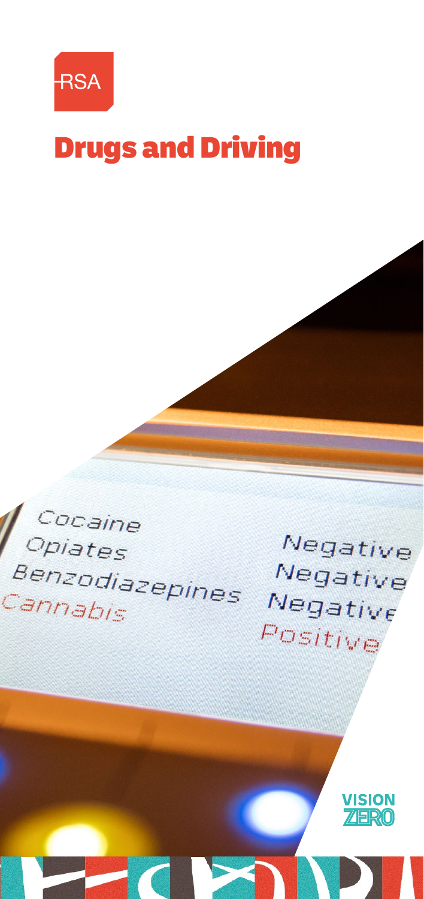RSA

# Drugs and Driving

Cocaine Negative
Opiates Negative
Benzodiazepines Negative
Cannabis Positive

VISION ZERO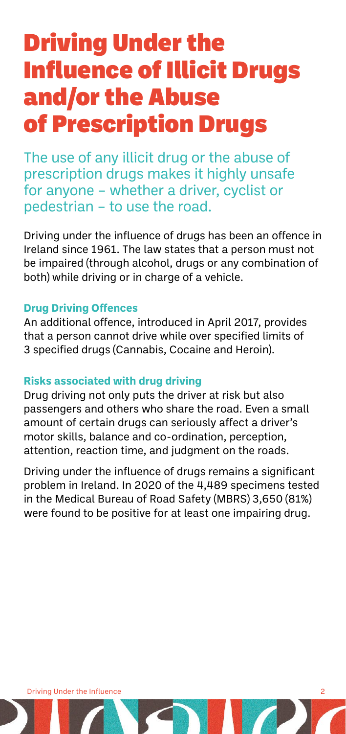# Driving Under the Influence of Illicit Drugs and/or the Abuse of Prescription Drugs

The use of any illicit drug or the abuse of prescription drugs makes it highly unsafe for anyone – whether a driver, cyclist or pedestrian – to use the road.

Driving under the influence of drugs has been an offence in Ireland since 1961. The law states that a person must not be impaired (through alcohol, drugs or any combination of both) while driving or in charge of a vehicle.

### Drug Driving Offences

An additional offence, introduced in April 2017, provides that a person cannot drive while over specified limits of 3 specified drugs (Cannabis, Cocaine and Heroin).

### Risks associated with drug driving

Drug driving not only puts the driver at risk but also passengers and others who share the road. Even a small amount of certain drugs can seriously affect a driver's motor skills, balance and co-ordination, perception, attention, reaction time, and judgment on the roads.

Driving under the influence of drugs remains a significant problem in Ireland. In 2020 of the 4,489 specimens tested in the Medical Bureau of Road Safety (MBRS) 3,650 (81%) were found to be positive for at least one impairing drug.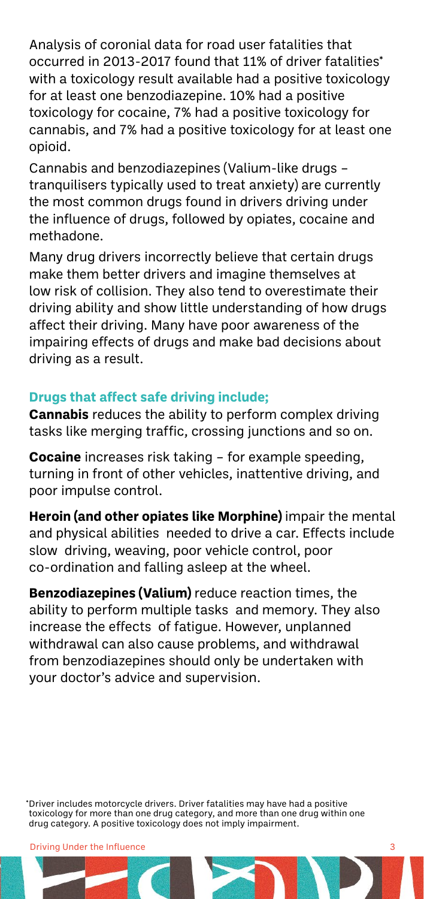Analysis of coronial data for road user fatalities that occurred in 2013-2017 found that 11% of driver fatalities* with a toxicology result available had a positive toxicology for at least one benzodiazepine. 10% had a positive toxicology for cocaine, 7% had a positive toxicology for cannabis, and 7% had a positive toxicology for at least one opioid.

Cannabis and benzodiazepines (Valium-like drugs – tranquilisers typically used to treat anxiety) are currently the most common drugs found in drivers driving under the influence of drugs, followed by opiates, cocaine and methadone.

Many drug drivers incorrectly believe that certain drugs make them better drivers and imagine themselves at low risk of collision. They also tend to overestimate their driving ability and show little understanding of how drugs affect their driving. Many have poor awareness of the impairing effects of drugs and make bad decisions about driving as a result.

### Drugs that affect safe driving include;

**Cannabis** reduces the ability to perform complex driving tasks like merging traffic, crossing junctions and so on.

**Cocaine** increases risk taking – for example speeding, turning in front of other vehicles, inattentive driving, and poor impulse control.

**Heroin (and other opiates like Morphine)** impair the mental and physical abilities needed to drive a car. Effects include slow driving, weaving, poor vehicle control, poor co-ordination and falling asleep at the wheel.

**Benzodiazepines (Valium)** reduce reaction times, the ability to perform multiple tasks and memory. They also increase the effects of fatigue. However, unplanned withdrawal can also cause problems, and withdrawal from benzodiazepines should only be undertaken with your doctor's advice and supervision.

*Driver includes motorcycle drivers. Driver fatalities may have had a positive toxicology for more than one drug category, and more than one drug within one drug category. A positive toxicology does not imply impairment.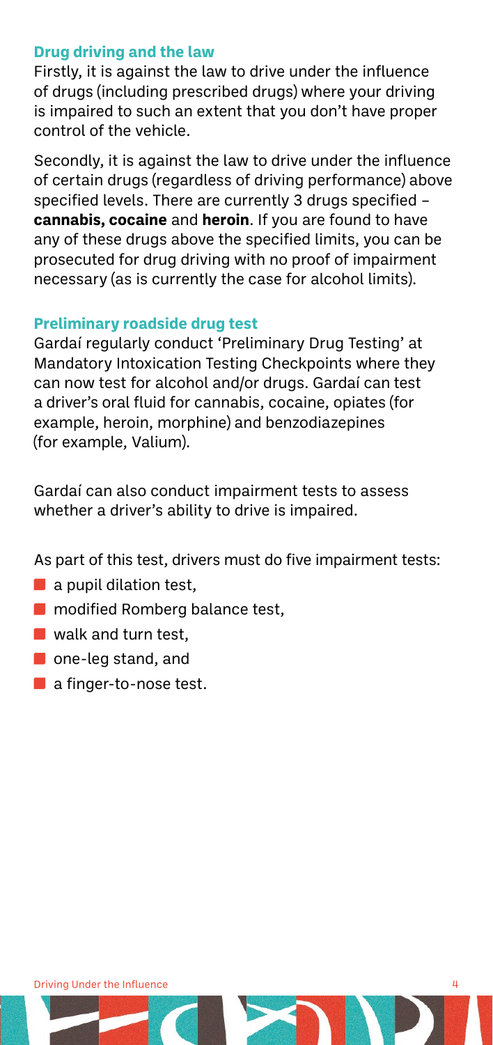## Drug driving and the law

Firstly, it is against the law to drive under the influence of drugs (including prescribed drugs) where your driving is impaired to such an extent that you don't have proper control of the vehicle.

Secondly, it is against the law to drive under the influence of certain drugs (regardless of driving performance) above specified levels. There are currently 3 drugs specified – **cannabis, cocaine** and **heroin**. If you are found to have any of these drugs above the specified limits, you can be prosecuted for drug driving with no proof of impairment necessary (as is currently the case for alcohol limits).

## Preliminary roadside drug test

Gardaí regularly conduct 'Preliminary Drug Testing' at Mandatory Intoxication Testing Checkpoints where they can now test for alcohol and/or drugs. Gardaí can test a driver's oral fluid for cannabis, cocaine, opiates (for example, heroin, morphine) and benzodiazepines (for example, Valium).

Gardaí can also conduct impairment tests to assess whether a driver's ability to drive is impaired.

As part of this test, drivers must do five impairment tests:

- a pupil dilation test,
- modified Romberg balance test,
- walk and turn test,
- one-leg stand, and
- a finger-to-nose test.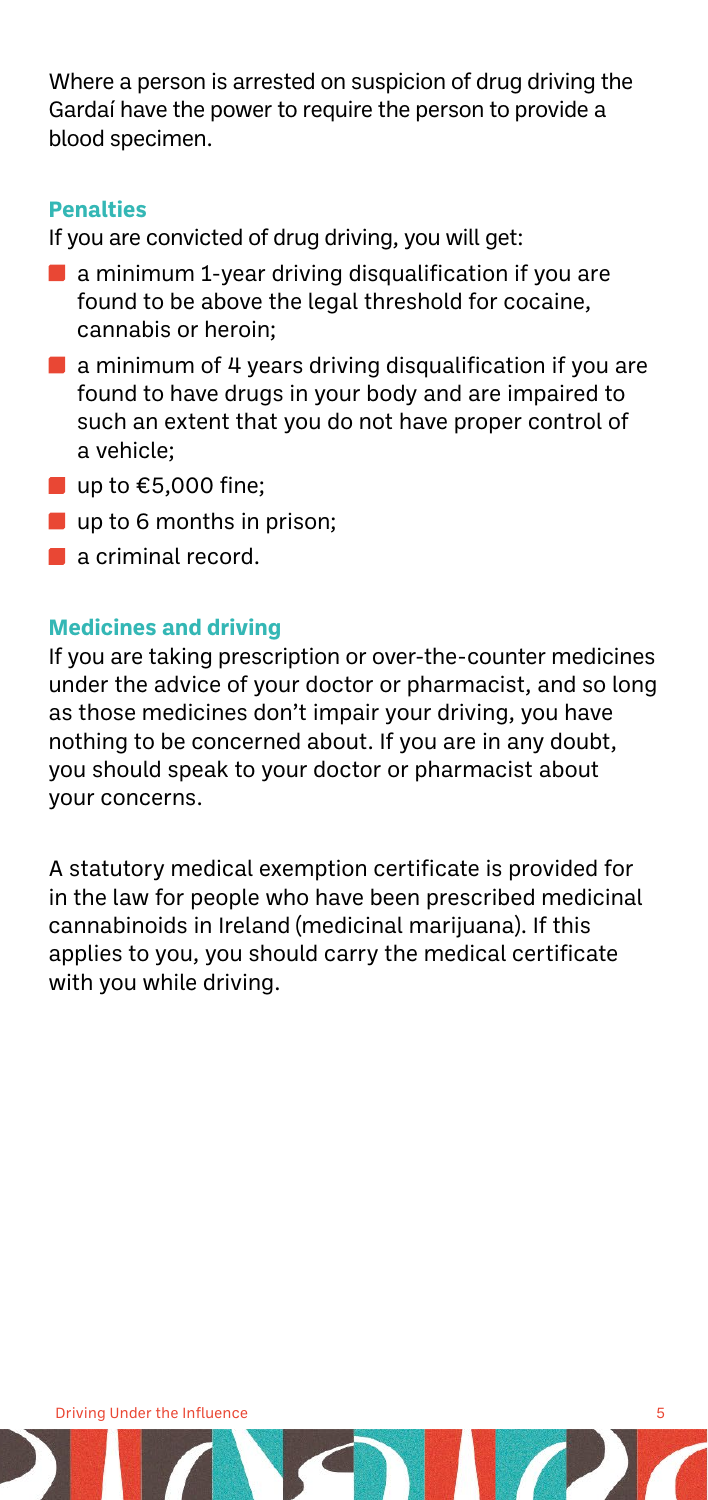Where a person is arrested on suspicion of drug driving the Gardaí have the power to require the person to provide a blood specimen.

## Penalties

If you are convicted of drug driving, you will get:

- a minimum 1-year driving disqualification if you are found to be above the legal threshold for cocaine, cannabis or heroin;
- a minimum of 4 years driving disqualification if you are found to have drugs in your body and are impaired to such an extent that you do not have proper control of a vehicle;
- up to €5,000 fine;
- up to 6 months in prison;
- a criminal record.

## Medicines and driving

If you are taking prescription or over-the-counter medicines under the advice of your doctor or pharmacist, and so long as those medicines don't impair your driving, you have nothing to be concerned about. If you are in any doubt, you should speak to your doctor or pharmacist about your concerns.

A statutory medical exemption certificate is provided for in the law for people who have been prescribed medicinal cannabinoids in Ireland (medicinal marijuana). If this applies to you, you should carry the medical certificate with you while driving.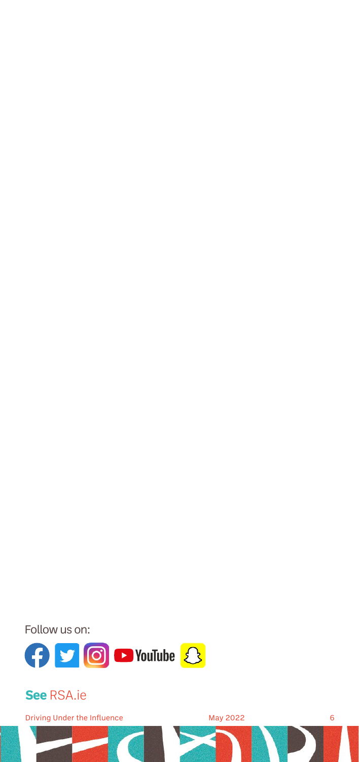Follow us on:

**See** RSA.ie